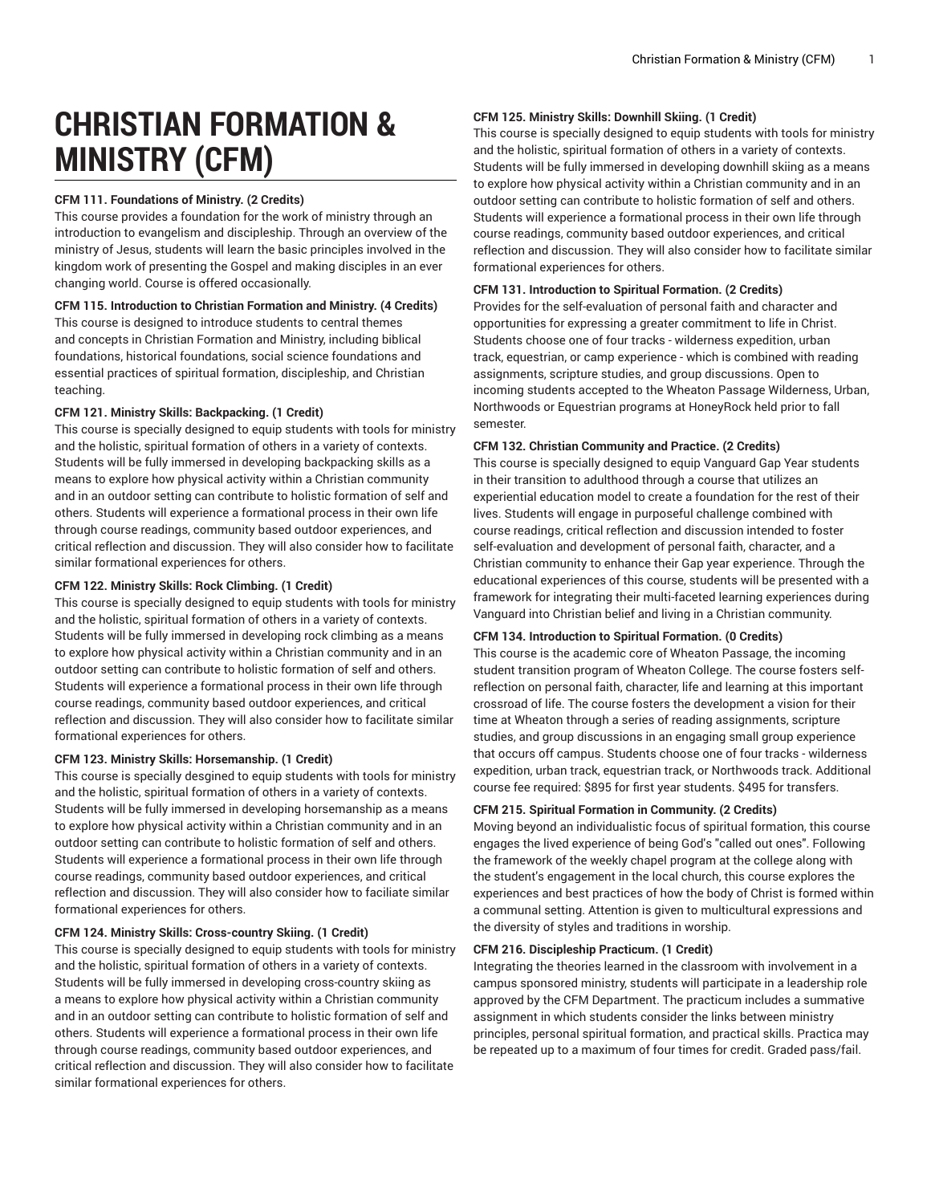# CHRISTIAN FORMATION & MINISTRY (CFM)

**CFM 111. Foundations of Ministry. (2 Credits)**

This course provides a foundation for the work of ministry through an introduction to evangelism and discipleship. Through an overview of the ministry of Jesus, students will learn the basic principles involved in the kingdom work of presenting the Gospel and making disciples in an ever changing world. Course is offered occasionally.

**CFM 115. Introduction to Christian Formation and Ministry. (4 Credits)**

This course is designed to introduce students to central themes and concepts in Christian Formation and Ministry, including biblical foundations, historical foundations, social science foundations and essential practices of spiritual formation, discipleship, and Christian teaching.

**CFM 121. Ministry Skills: Backpacking. (1 Credit)**

This course is specially designed to equip students with tools for ministry and the holistic, spiritual formation of others in a variety of contexts. Students will be fully immersed in developing backpacking skills as a means to explore how physical activity within a Christian community and in an outdoor setting can contribute to holistic formation of self and others. Students will experience a formational process in their own life through course readings, community based outdoor experiences, and critical reflection and discussion. They will also consider how to facilitate similar formational experiences for others.

**CFM 122. Ministry Skills: Rock Climbing. (1 Credit)**

This course is specially designed to equip students with tools for ministry and the holistic, spiritual formation of others in a variety of contexts. Students will be fully immersed in developing rock climbing as a means to explore how physical activity within a Christian community and in an outdoor setting can contribute to holistic formation of self and others. Students will experience a formational process in their own life through course readings, community based outdoor experiences, and critical reflection and discussion. They will also consider how to facilitate similar formational experiences for others.

**CFM 123. Ministry Skills: Horsemanship. (1 Credit)**

This course is specially desgined to equip students with tools for ministry and the holistic, spiritual formation of others in a variety of contexts. Students will be fully immersed in developing horsemanship as a means to explore how physical activity within a Christian community and in an outdoor setting can contribute to holistic formation of self and others. Students will experience a formational process in their own life through course readings, community based outdoor experiences, and critical reflection and discussion. They will also consider how to faciliate similar formational experiences for others.

**CFM 124. Ministry Skills: Cross-country Skiing. (1 Credit)**

This course is specially designed to equip students with tools for ministry and the holistic, spiritual formation of others in a variety of contexts. Students will be fully immersed in developing cross-country skiing as a means to explore how physical activity within a Christian community and in an outdoor setting can contribute to holistic formation of self and others. Students will experience a formational process in their own life through course readings, community based outdoor experiences, and critical reflection and discussion. They will also consider how to facilitate similar formational experiences for others.

**CFM 125. Ministry Skills: Downhill Skiing. (1 Credit)**

This course is specially designed to equip students with tools for ministry and the holistic, spiritual formation of others in a variety of contexts. Students will be fully immersed in developing downhill skiing as a means to explore how physical activity within a Christian community and in an outdoor setting can contribute to holistic formation of self and others. Students will experience a formational process in their own life through course readings, community based outdoor experiences, and critical reflection and discussion. They will also consider how to facilitate similar formational experiences for others.

**CFM 131. Introduction to Spiritual Formation. (2 Credits)**

Provides for the self-evaluation of personal faith and character and opportunities for expressing a greater commitment to life in Christ. Students choose one of four tracks - wilderness expedition, urban track, equestrian, or camp experience - which is combined with reading assignments, scripture studies, and group discussions. Open to incoming students accepted to the Wheaton Passage Wilderness, Urban, Northwoods or Equestrian programs at HoneyRock held prior to fall semester.

**CFM 132. Christian Community and Practice. (2 Credits)**

This course is specially designed to equip Vanguard Gap Year students in their transition to adulthood through a course that utilizes an experiential education model to create a foundation for the rest of their lives. Students will engage in purposeful challenge combined with course readings, critical reflection and discussion intended to foster self-evaluation and development of personal faith, character, and a Christian community to enhance their Gap year experience. Through the educational experiences of this course, students will be presented with a framework for integrating their multi-faceted learning experiences during Vanguard into Christian belief and living in a Christian community.

**CFM 134. Introduction to Spiritual Formation. (0 Credits)**

This course is the academic core of Wheaton Passage, the incoming student transition program of Wheaton College. The course fosters self-reflection on personal faith, character, life and learning at this important crossroad of life. The course fosters the development a vision for their time at Wheaton through a series of reading assignments, scripture studies, and group discussions in an engaging small group experience that occurs off campus. Students choose one of four tracks - wilderness expedition, urban track, equestrian track, or Northwoods track. Additional course fee required: $895 for first year students. $495 for transfers.

**CFM 215. Spiritual Formation in Community. (2 Credits)**

Moving beyond an individualistic focus of spiritual formation, this course engages the lived experience of being God's "called out ones". Following the framework of the weekly chapel program at the college along with the student's engagement in the local church, this course explores the experiences and best practices of how the body of Christ is formed within a communal setting. Attention is given to multicultural expressions and the diversity of styles and traditions in worship.

**CFM 216. Discipleship Practicum. (1 Credit)**

Integrating the theories learned in the classroom with involvement in a campus sponsored ministry, students will participate in a leadership role approved by the CFM Department. The practicum includes a summative assignment in which students consider the links between ministry principles, personal spiritual formation, and practical skills. Practica may be repeated up to a maximum of four times for credit. Graded pass/fail.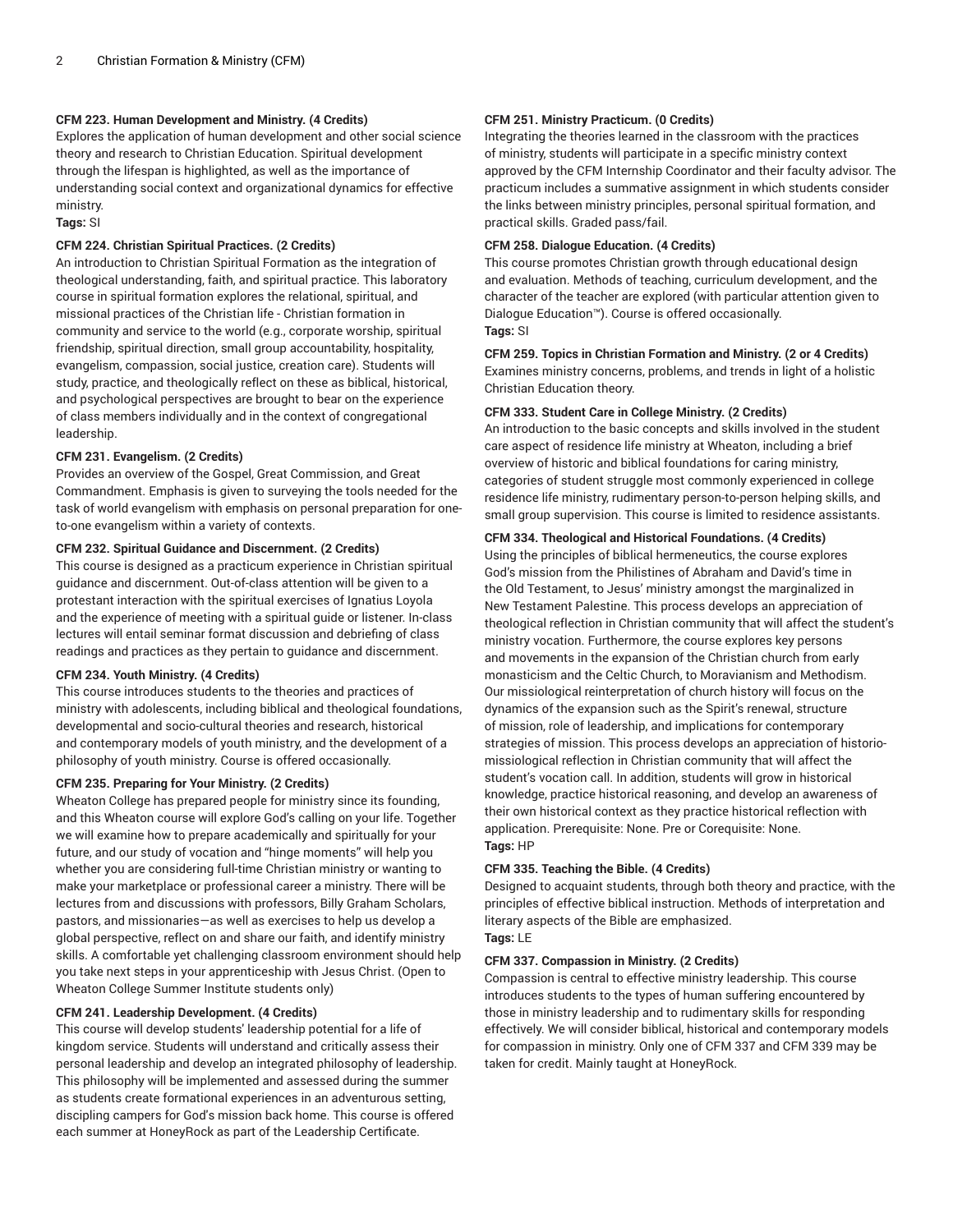**CFM 223. Human Development and Ministry. (4 Credits)**

Explores the application of human development and other social science theory and research to Christian Education. Spiritual development through the lifespan is highlighted, as well as the importance of understanding social context and organizational dynamics for effective ministry.

**Tags:** SI

**CFM 224. Christian Spiritual Practices. (2 Credits)**

An introduction to Christian Spiritual Formation as the integration of theological understanding, faith, and spiritual practice. This laboratory course in spiritual formation explores the relational, spiritual, and missional practices of the Christian life - Christian formation in community and service to the world (e.g., corporate worship, spiritual friendship, spiritual direction, small group accountability, hospitality, evangelism, compassion, social justice, creation care). Students will study, practice, and theologically reflect on these as biblical, historical, and psychological perspectives are brought to bear on the experience of class members individually and in the context of congregational leadership.

**CFM 231. Evangelism. (2 Credits)**

Provides an overview of the Gospel, Great Commission, and Great Commandment. Emphasis is given to surveying the tools needed for the task of world evangelism with emphasis on personal preparation for one-to-one evangelism within a variety of contexts.

**CFM 232. Spiritual Guidance and Discernment. (2 Credits)**

This course is designed as a practicum experience in Christian spiritual guidance and discernment. Out-of-class attention will be given to a protestant interaction with the spiritual exercises of Ignatius Loyola and the experience of meeting with a spiritual guide or listener. In-class lectures will entail seminar format discussion and debriefing of class readings and practices as they pertain to guidance and discernment.

**CFM 234. Youth Ministry. (4 Credits)**

This course introduces students to the theories and practices of ministry with adolescents, including biblical and theological foundations, developmental and socio-cultural theories and research, historical and contemporary models of youth ministry, and the development of a philosophy of youth ministry. Course is offered occasionally.

**CFM 235. Preparing for Your Ministry. (2 Credits)**

Wheaton College has prepared people for ministry since its founding, and this Wheaton course will explore God's calling on your life. Together we will examine how to prepare academically and spiritually for your future, and our study of vocation and "hinge moments" will help you whether you are considering full-time Christian ministry or wanting to make your marketplace or professional career a ministry. There will be lectures from and discussions with professors, Billy Graham Scholars, pastors, and missionaries—as well as exercises to help us develop a global perspective, reflect on and share our faith, and identify ministry skills. A comfortable yet challenging classroom environment should help you take next steps in your apprenticeship with Jesus Christ. (Open to Wheaton College Summer Institute students only)

**CFM 241. Leadership Development. (4 Credits)**

This course will develop students' leadership potential for a life of kingdom service. Students will understand and critically assess their personal leadership and develop an integrated philosophy of leadership. This philosophy will be implemented and assessed during the summer as students create formational experiences in an adventurous setting, discipling campers for God's mission back home. This course is offered each summer at HoneyRock as part of the Leadership Certificate.

**CFM 251. Ministry Practicum. (0 Credits)**

Integrating the theories learned in the classroom with the practices of ministry, students will participate in a specific ministry context approved by the CFM Internship Coordinator and their faculty advisor. The practicum includes a summative assignment in which students consider the links between ministry principles, personal spiritual formation, and practical skills. Graded pass/fail.

**CFM 258. Dialogue Education. (4 Credits)**

This course promotes Christian growth through educational design and evaluation. Methods of teaching, curriculum development, and the character of the teacher are explored (with particular attention given to Dialogue Education™). Course is offered occasionally.

**Tags:** SI

**CFM 259. Topics in Christian Formation and Ministry. (2 or 4 Credits)**

Examines ministry concerns, problems, and trends in light of a holistic Christian Education theory.

**CFM 333. Student Care in College Ministry. (2 Credits)**

An introduction to the basic concepts and skills involved in the student care aspect of residence life ministry at Wheaton, including a brief overview of historic and biblical foundations for caring ministry, categories of student struggle most commonly experienced in college residence life ministry, rudimentary person-to-person helping skills, and small group supervision. This course is limited to residence assistants.

**CFM 334. Theological and Historical Foundations. (4 Credits)**

Using the principles of biblical hermeneutics, the course explores God's mission from the Philistines of Abraham and David's time in the Old Testament, to Jesus' ministry amongst the marginalized in New Testament Palestine. This process develops an appreciation of theological reflection in Christian community that will affect the student's ministry vocation. Furthermore, the course explores key persons and movements in the expansion of the Christian church from early monasticism and the Celtic Church, to Moravianism and Methodism. Our missiological reinterpretation of church history will focus on the dynamics of the expansion such as the Spirit's renewal, structure of mission, role of leadership, and implications for contemporary strategies of mission. This process develops an appreciation of historio-missiological reflection in Christian community that will affect the student's vocation call. In addition, students will grow in historical knowledge, practice historical reasoning, and develop an awareness of their own historical context as they practice historical reflection with application. Prerequisite: None. Pre or Corequisite: None.

**Tags:** HP

**CFM 335. Teaching the Bible. (4 Credits)**

Designed to acquaint students, through both theory and practice, with the principles of effective biblical instruction. Methods of interpretation and literary aspects of the Bible are emphasized.

**Tags:** LE

**CFM 337. Compassion in Ministry. (2 Credits)**

Compassion is central to effective ministry leadership. This course introduces students to the types of human suffering encountered by those in ministry leadership and to rudimentary skills for responding effectively. We will consider biblical, historical and contemporary models for compassion in ministry. Only one of CFM 337 and CFM 339 may be taken for credit. Mainly taught at HoneyRock.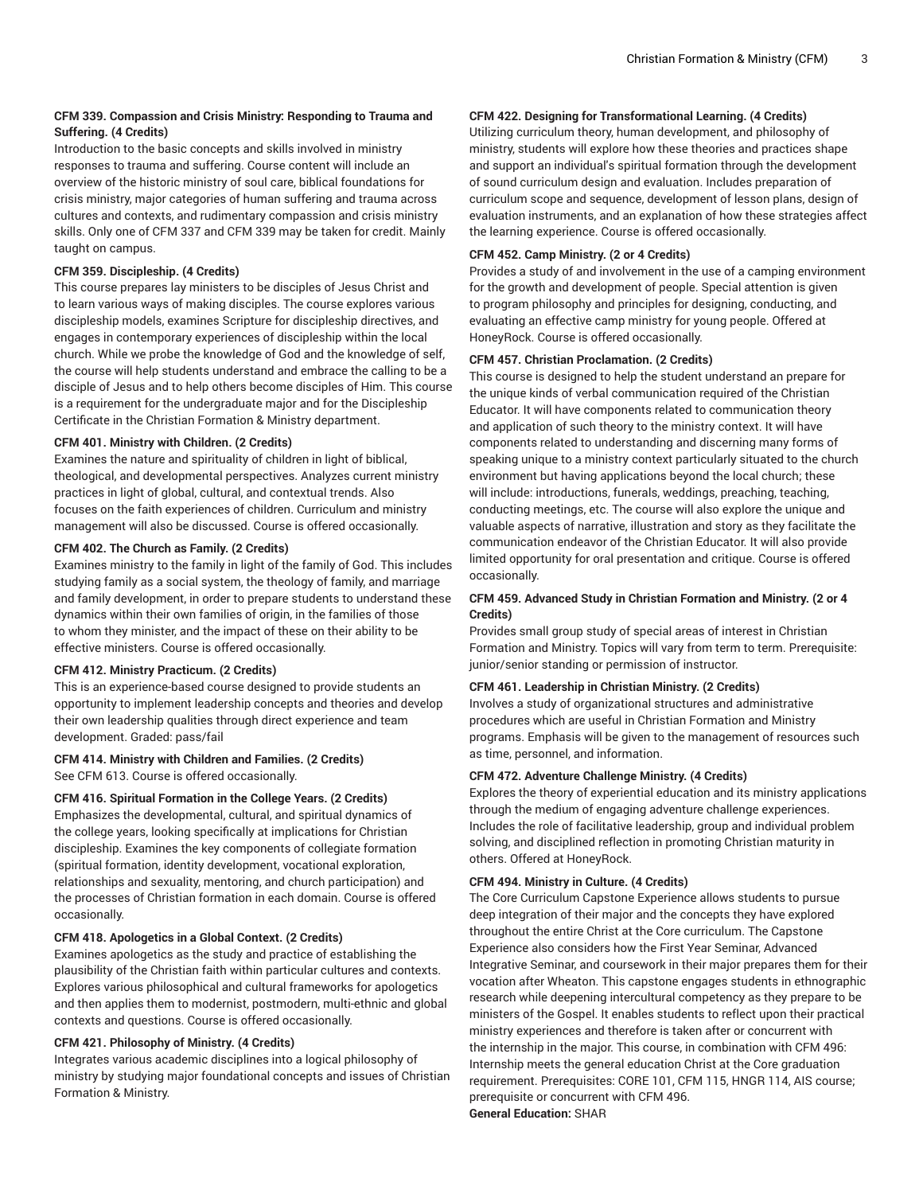**CFM 339. Compassion and Crisis Ministry: Responding to Trauma and Suffering. (4 Credits)**

Introduction to the basic concepts and skills involved in ministry responses to trauma and suffering. Course content will include an overview of the historic ministry of soul care, biblical foundations for crisis ministry, major categories of human suffering and trauma across cultures and contexts, and rudimentary compassion and crisis ministry skills. Only one of CFM 337 and CFM 339 may be taken for credit. Mainly taught on campus.

**CFM 359. Discipleship. (4 Credits)**

This course prepares lay ministers to be disciples of Jesus Christ and to learn various ways of making disciples. The course explores various discipleship models, examines Scripture for discipleship directives, and engages in contemporary experiences of discipleship within the local church. While we probe the knowledge of God and the knowledge of self, the course will help students understand and embrace the calling to be a disciple of Jesus and to help others become disciples of Him. This course is a requirement for the undergraduate major and for the Discipleship Certificate in the Christian Formation & Ministry department.

**CFM 401. Ministry with Children. (2 Credits)**

Examines the nature and spirituality of children in light of biblical, theological, and developmental perspectives. Analyzes current ministry practices in light of global, cultural, and contextual trends. Also focuses on the faith experiences of children. Curriculum and ministry management will also be discussed. Course is offered occasionally.

**CFM 402. The Church as Family. (2 Credits)**

Examines ministry to the family in light of the family of God. This includes studying family as a social system, the theology of family, and marriage and family development, in order to prepare students to understand these dynamics within their own families of origin, in the families of those to whom they minister, and the impact of these on their ability to be effective ministers. Course is offered occasionally.

**CFM 412. Ministry Practicum. (2 Credits)**

This is an experience-based course designed to provide students an opportunity to implement leadership concepts and theories and develop their own leadership qualities through direct experience and team development. Graded: pass/fail

**CFM 414. Ministry with Children and Families. (2 Credits)**

See CFM 613. Course is offered occasionally.

**CFM 416. Spiritual Formation in the College Years. (2 Credits)**

Emphasizes the developmental, cultural, and spiritual dynamics of the college years, looking specifically at implications for Christian discipleship. Examines the key components of collegiate formation (spiritual formation, identity development, vocational exploration, relationships and sexuality, mentoring, and church participation) and the processes of Christian formation in each domain. Course is offered occasionally.

**CFM 418. Apologetics in a Global Context. (2 Credits)**

Examines apologetics as the study and practice of establishing the plausibility of the Christian faith within particular cultures and contexts. Explores various philosophical and cultural frameworks for apologetics and then applies them to modernist, postmodern, multi-ethnic and global contexts and questions. Course is offered occasionally.

**CFM 421. Philosophy of Ministry. (4 Credits)**

Integrates various academic disciplines into a logical philosophy of ministry by studying major foundational concepts and issues of Christian Formation & Ministry.

**CFM 422. Designing for Transformational Learning. (4 Credits)**

Utilizing curriculum theory, human development, and philosophy of ministry, students will explore how these theories and practices shape and support an individual's spiritual formation through the development of sound curriculum design and evaluation. Includes preparation of curriculum scope and sequence, development of lesson plans, design of evaluation instruments, and an explanation of how these strategies affect the learning experience. Course is offered occasionally.

**CFM 452. Camp Ministry. (2 or 4 Credits)**

Provides a study of and involvement in the use of a camping environment for the growth and development of people. Special attention is given to program philosophy and principles for designing, conducting, and evaluating an effective camp ministry for young people. Offered at HoneyRock. Course is offered occasionally.

**CFM 457. Christian Proclamation. (2 Credits)**

This course is designed to help the student understand an prepare for the unique kinds of verbal communication required of the Christian Educator. It will have components related to communication theory and application of such theory to the ministry context. It will have components related to understanding and discerning many forms of speaking unique to a ministry context particularly situated to the church environment but having applications beyond the local church; these will include: introductions, funerals, weddings, preaching, teaching, conducting meetings, etc. The course will also explore the unique and valuable aspects of narrative, illustration and story as they facilitate the communication endeavor of the Christian Educator. It will also provide limited opportunity for oral presentation and critique. Course is offered occasionally.

**CFM 459. Advanced Study in Christian Formation and Ministry. (2 or 4 Credits)**

Provides small group study of special areas of interest in Christian Formation and Ministry. Topics will vary from term to term. Prerequisite: junior/senior standing or permission of instructor.

**CFM 461. Leadership in Christian Ministry. (2 Credits)**

Involves a study of organizational structures and administrative procedures which are useful in Christian Formation and Ministry programs. Emphasis will be given to the management of resources such as time, personnel, and information.

**CFM 472. Adventure Challenge Ministry. (4 Credits)**

Explores the theory of experiential education and its ministry applications through the medium of engaging adventure challenge experiences. Includes the role of facilitative leadership, group and individual problem solving, and disciplined reflection in promoting Christian maturity in others. Offered at HoneyRock.

**CFM 494. Ministry in Culture. (4 Credits)**

The Core Curriculum Capstone Experience allows students to pursue deep integration of their major and the concepts they have explored throughout the entire Christ at the Core curriculum. The Capstone Experience also considers how the First Year Seminar, Advanced Integrative Seminar, and coursework in their major prepares them for their vocation after Wheaton. This capstone engages students in ethnographic research while deepening intercultural competency as they prepare to be ministers of the Gospel. It enables students to reflect upon their practical ministry experiences and therefore is taken after or concurrent with the internship in the major. This course, in combination with CFM 496: Internship meets the general education Christ at the Core graduation requirement. Prerequisites: CORE 101, CFM 115, HNGR 114, AIS course; prerequisite or concurrent with CFM 496.

**General Education:** SHAR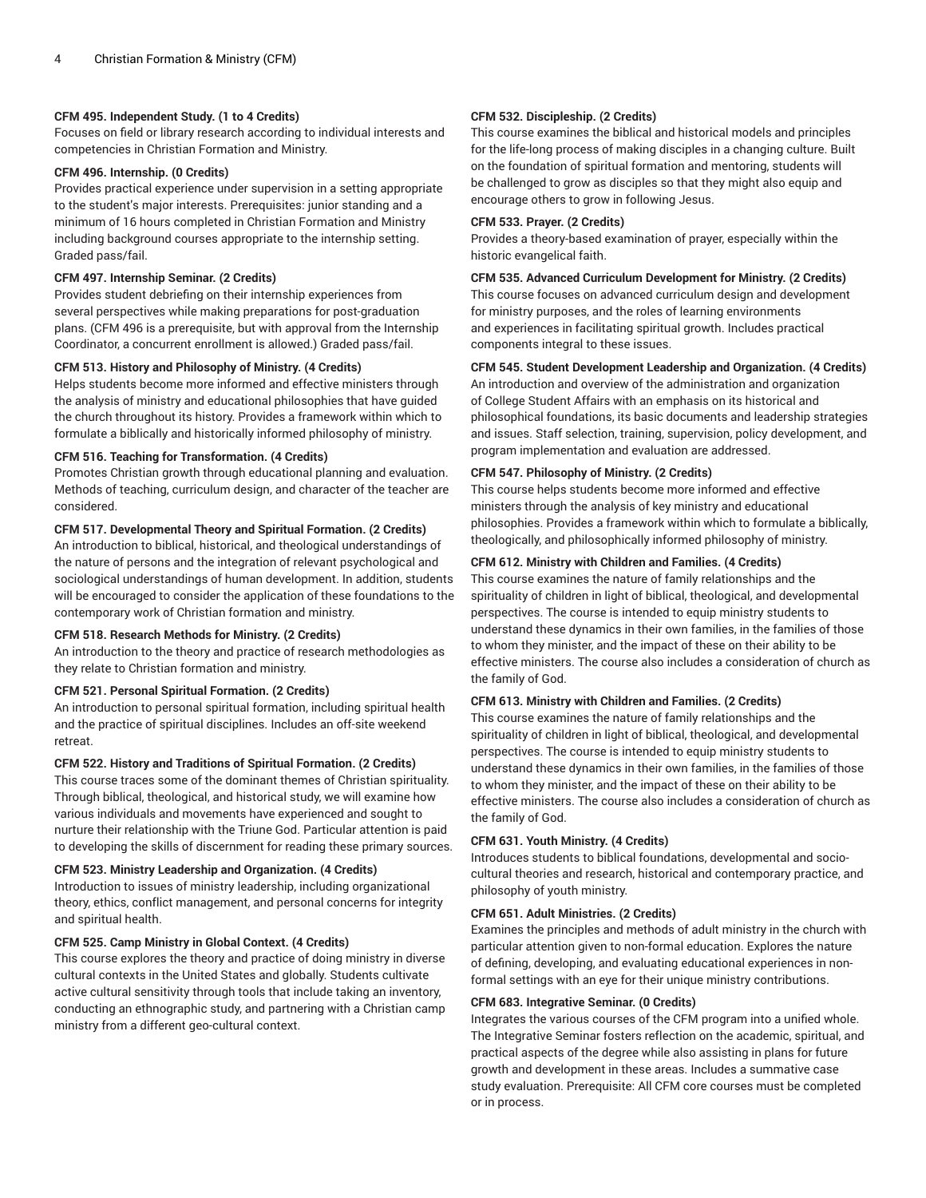**CFM 495. Independent Study. (1 to 4 Credits)**
Focuses on field or library research according to individual interests and competencies in Christian Formation and Ministry.

**CFM 496. Internship. (0 Credits)**
Provides practical experience under supervision in a setting appropriate to the student's major interests. Prerequisites: junior standing and a minimum of 16 hours completed in Christian Formation and Ministry including background courses appropriate to the internship setting. Graded pass/fail.

**CFM 497. Internship Seminar. (2 Credits)**
Provides student debriefing on their internship experiences from several perspectives while making preparations for post-graduation plans. (CFM 496 is a prerequisite, but with approval from the Internship Coordinator, a concurrent enrollment is allowed.) Graded pass/fail.

**CFM 513. History and Philosophy of Ministry. (4 Credits)**
Helps students become more informed and effective ministers through the analysis of ministry and educational philosophies that have guided the church throughout its history. Provides a framework within which to formulate a biblically and historically informed philosophy of ministry.

**CFM 516. Teaching for Transformation. (4 Credits)**
Promotes Christian growth through educational planning and evaluation. Methods of teaching, curriculum design, and character of the teacher are considered.

**CFM 517. Developmental Theory and Spiritual Formation. (2 Credits)**
An introduction to biblical, historical, and theological understandings of the nature of persons and the integration of relevant psychological and sociological understandings of human development. In addition, students will be encouraged to consider the application of these foundations to the contemporary work of Christian formation and ministry.

**CFM 518. Research Methods for Ministry. (2 Credits)**
An introduction to the theory and practice of research methodologies as they relate to Christian formation and ministry.

**CFM 521. Personal Spiritual Formation. (2 Credits)**
An introduction to personal spiritual formation, including spiritual health and the practice of spiritual disciplines. Includes an off-site weekend retreat.

**CFM 522. History and Traditions of Spiritual Formation. (2 Credits)**
This course traces some of the dominant themes of Christian spirituality. Through biblical, theological, and historical study, we will examine how various individuals and movements have experienced and sought to nurture their relationship with the Triune God. Particular attention is paid to developing the skills of discernment for reading these primary sources.

**CFM 523. Ministry Leadership and Organization. (4 Credits)**
Introduction to issues of ministry leadership, including organizational theory, ethics, conflict management, and personal concerns for integrity and spiritual health.

**CFM 525. Camp Ministry in Global Context. (4 Credits)**
This course explores the theory and practice of doing ministry in diverse cultural contexts in the United States and globally. Students cultivate active cultural sensitivity through tools that include taking an inventory, conducting an ethnographic study, and partnering with a Christian camp ministry from a different geo-cultural context.

**CFM 532. Discipleship. (2 Credits)**
This course examines the biblical and historical models and principles for the life-long process of making disciples in a changing culture. Built on the foundation of spiritual formation and mentoring, students will be challenged to grow as disciples so that they might also equip and encourage others to grow in following Jesus.

**CFM 533. Prayer. (2 Credits)**
Provides a theory-based examination of prayer, especially within the historic evangelical faith.

**CFM 535. Advanced Curriculum Development for Ministry. (2 Credits)**
This course focuses on advanced curriculum design and development for ministry purposes, and the roles of learning environments and experiences in facilitating spiritual growth. Includes practical components integral to these issues.

**CFM 545. Student Development Leadership and Organization. (4 Credits)**
An introduction and overview of the administration and organization of College Student Affairs with an emphasis on its historical and philosophical foundations, its basic documents and leadership strategies and issues. Staff selection, training, supervision, policy development, and program implementation and evaluation are addressed.

**CFM 547. Philosophy of Ministry. (2 Credits)**
This course helps students become more informed and effective ministers through the analysis of key ministry and educational philosophies. Provides a framework within which to formulate a biblically, theologically, and philosophically informed philosophy of ministry.

**CFM 612. Ministry with Children and Families. (4 Credits)**
This course examines the nature of family relationships and the spirituality of children in light of biblical, theological, and developmental perspectives. The course is intended to equip ministry students to understand these dynamics in their own families, in the families of those to whom they minister, and the impact of these on their ability to be effective ministers. The course also includes a consideration of church as the family of God.

**CFM 613. Ministry with Children and Families. (2 Credits)**
This course examines the nature of family relationships and the spirituality of children in light of biblical, theological, and developmental perspectives. The course is intended to equip ministry students to understand these dynamics in their own families, in the families of those to whom they minister, and the impact of these on their ability to be effective ministers. The course also includes a consideration of church as the family of God.

**CFM 631. Youth Ministry. (4 Credits)**
Introduces students to biblical foundations, developmental and socio-cultural theories and research, historical and contemporary practice, and philosophy of youth ministry.

**CFM 651. Adult Ministries. (2 Credits)**
Examines the principles and methods of adult ministry in the church with particular attention given to non-formal education. Explores the nature of defining, developing, and evaluating educational experiences in non-formal settings with an eye for their unique ministry contributions.

**CFM 683. Integrative Seminar. (0 Credits)**
Integrates the various courses of the CFM program into a unified whole. The Integrative Seminar fosters reflection on the academic, spiritual, and practical aspects of the degree while also assisting in plans for future growth and development in these areas. Includes a summative case study evaluation. Prerequisite: All CFM core courses must be completed or in process.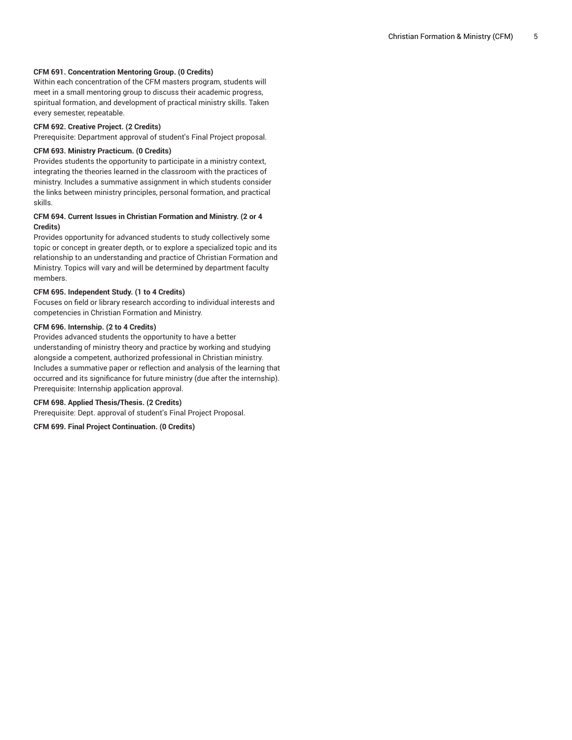**CFM 691. Concentration Mentoring Group. (0 Credits)**
Within each concentration of the CFM masters program, students will meet in a small mentoring group to discuss their academic progress, spiritual formation, and development of practical ministry skills. Taken every semester, repeatable.

**CFM 692. Creative Project. (2 Credits)**
Prerequisite: Department approval of student's Final Project proposal.

**CFM 693. Ministry Practicum. (0 Credits)**
Provides students the opportunity to participate in a ministry context, integrating the theories learned in the classroom with the practices of ministry. Includes a summative assignment in which students consider the links between ministry principles, personal formation, and practical skills.

**CFM 694. Current Issues in Christian Formation and Ministry. (2 or 4 Credits)**
Provides opportunity for advanced students to study collectively some topic or concept in greater depth, or to explore a specialized topic and its relationship to an understanding and practice of Christian Formation and Ministry. Topics will vary and will be determined by department faculty members.

**CFM 695. Independent Study. (1 to 4 Credits)**
Focuses on field or library research according to individual interests and competencies in Christian Formation and Ministry.

**CFM 696. Internship. (2 to 4 Credits)**
Provides advanced students the opportunity to have a better understanding of ministry theory and practice by working and studying alongside a competent, authorized professional in Christian ministry. Includes a summative paper or reflection and analysis of the learning that occurred and its significance for future ministry (due after the internship). Prerequisite: Internship application approval.

**CFM 698. Applied Thesis/Thesis. (2 Credits)**
Prerequisite: Dept. approval of student's Final Project Proposal.

**CFM 699. Final Project Continuation. (0 Credits)**